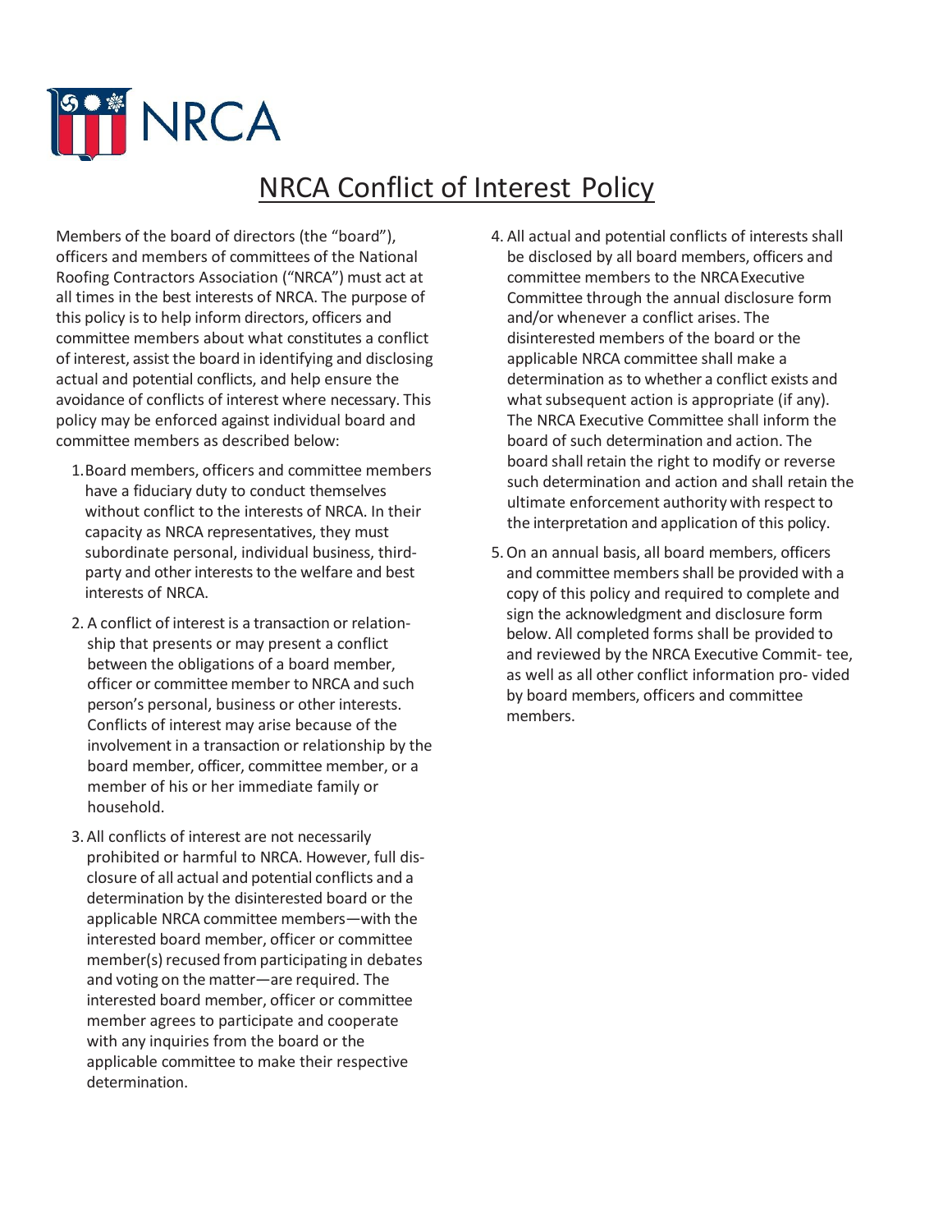NRCA

# NRCA Conflict of Interest Policy

Members of the board of directors (the "board"), officers and members of committees of the National Roofing Contractors Association ("NRCA") must act at all times in the best interests of NRCA. The purpose of this policy is to help inform directors, officers and committee members about what constitutes a conflict of interest, assist the board in identifying and disclosing actual and potential conflicts, and help ensure the avoidance of conflicts of interest where necessary. This policy may be enforced against individual board and committee members as described below:

1. Board members, officers and committee members have a fiduciary duty to conduct themselves without conflict to the interests of NRCA. In their capacity as NRCA representatives, they must subordinate personal, individual business, third-party and other interests to the welfare and best interests of NRCA.

2. A conflict of interest is a transaction or relationship that presents or may present a conflict between the obligations of a board member, officer or committee member to NRCA and such person's personal, business or other interests. Conflicts of interest may arise because of the involvement in a transaction or relationship by the board member, officer, committee member, or a member of his or her immediate family or household.

3. All conflicts of interest are not necessarily prohibited or harmful to NRCA. However, full disclosure of all actual and potential conflicts and a determination by the disinterested board or the applicable NRCA committee members—with the interested board member, officer or committee member(s) recused from participating in debates and voting on the matter—are required. The interested board member, officer or committee member agrees to participate and cooperate with any inquiries from the board or the applicable committee to make their respective determination.

4. All actual and potential conflicts of interests shall be disclosed by all board members, officers and committee members to the NRCA Executive Committee through the annual disclosure form and/or whenever a conflict arises. The disinterested members of the board or the applicable NRCA committee shall make a determination as to whether a conflict exists and what subsequent action is appropriate (if any). The NRCA Executive Committee shall inform the board of such determination and action. The board shall retain the right to modify or reverse such determination and action and shall retain the ultimate enforcement authority with respect to the interpretation and application of this policy.

5. On an annual basis, all board members, officers and committee members shall be provided with a copy of this policy and required to complete and sign the acknowledgment and disclosure form below. All completed forms shall be provided to and reviewed by the NRCA Executive Committee, as well as all other conflict information provided by board members, officers and committee members.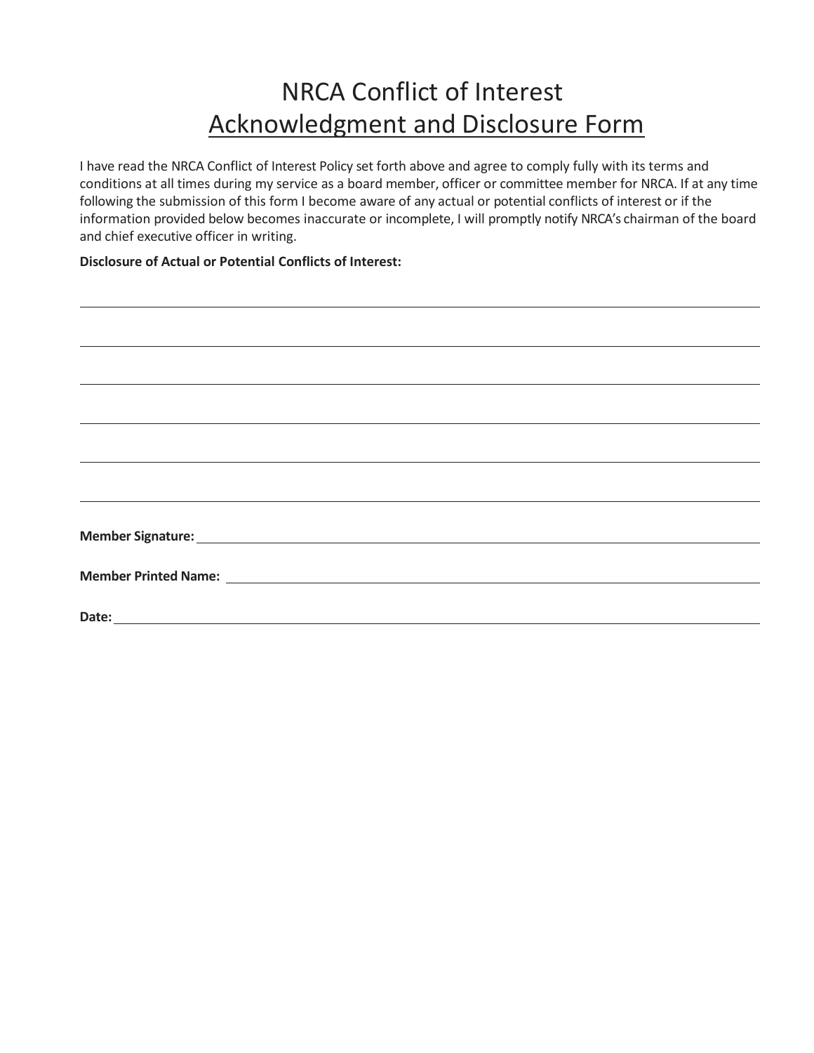# NRCA Conflict of Interest

## Acknowledgment and Disclosure Form

I have read the NRCA Conflict of Interest Policy set forth above and agree to comply fully with its terms and conditions at all times during my service as a board member, officer or committee member for NRCA. If at any time following the submission of this form I become aware of any actual or potential conflicts of interest or if the information provided below becomes inaccurate or incomplete, I will promptly notify NRCA's chairman of the board and chief executive officer in writing.

**Disclosure of Actual or Potential Conflicts of Interest:**

______________________________________________________________________________

______________________________________________________________________________

______________________________________________________________________________

______________________________________________________________________________

______________________________________________________________________________

______________________________________________________________________________

**Member Signature:** ______________________________________________________________

**Member Printed Name:** __________________________________________________________

**Date:** _________________________________________________________________________